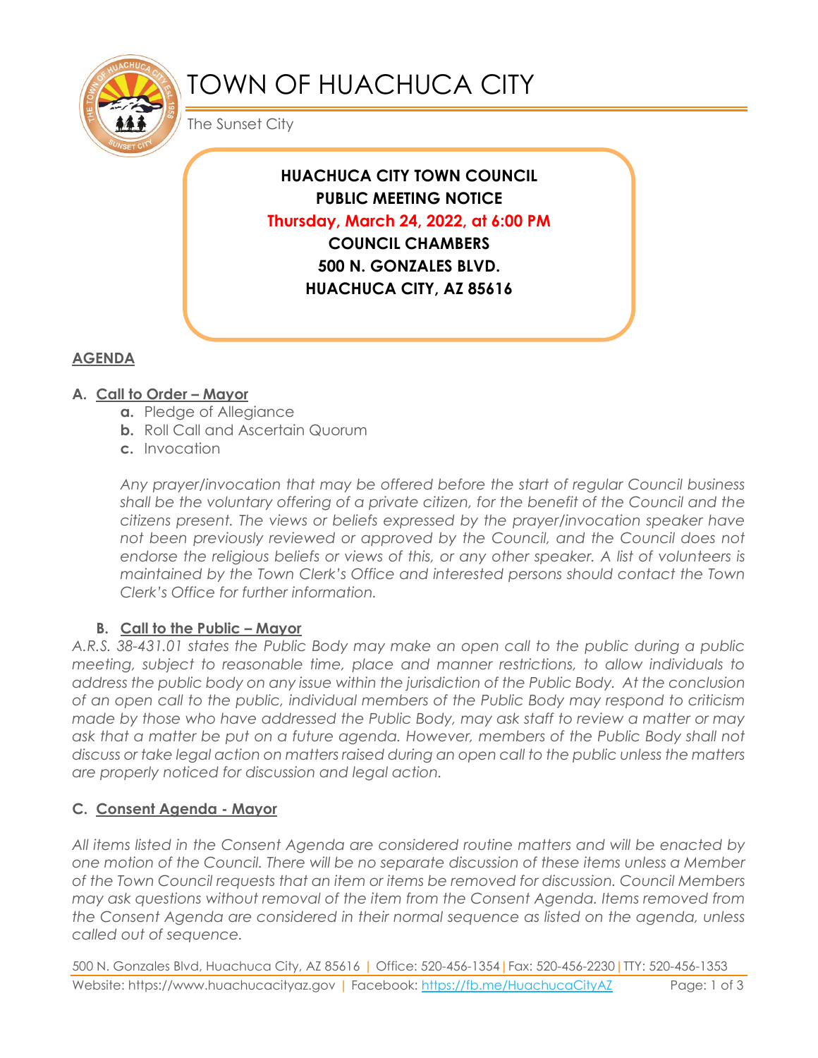# TOWN OF HUACHUCA CITY

The Sunset City

**HUACHUCA CITY TOWN COUNCIL**
**PUBLIC MEETING NOTICE**
**Thursday, March 24, 2022, at 6:00 PM**
**COUNCIL CHAMBERS**
**500 N. GONZALES BLVD.**
**HUACHUCA CITY, AZ 85616**

## AGENDA

### A. Call to Order – Mayor

- **a.** Pledge of Allegiance
- **b.** Roll Call and Ascertain Quorum
- **c.** Invocation

*Any prayer/invocation that may be offered before the start of regular Council business shall be the voluntary offering of a private citizen, for the benefit of the Council and the citizens present. The views or beliefs expressed by the prayer/invocation speaker have not been previously reviewed or approved by the Council, and the Council does not endorse the religious beliefs or views of this, or any other speaker. A list of volunteers is maintained by the Town Clerk's Office and interested persons should contact the Town Clerk's Office for further information.*

### B. Call to the Public – Mayor

*A.R.S. 38-431.01 states the Public Body may make an open call to the public during a public meeting, subject to reasonable time, place and manner restrictions, to allow individuals to address the public body on any issue within the jurisdiction of the Public Body. At the conclusion of an open call to the public, individual members of the Public Body may respond to criticism made by those who have addressed the Public Body, may ask staff to review a matter or may ask that a matter be put on a future agenda. However, members of the Public Body shall not discuss or take legal action on matters raised during an open call to the public unless the matters are properly noticed for discussion and legal action.*

### C. Consent Agenda - Mayor

*All items listed in the Consent Agenda are considered routine matters and will be enacted by one motion of the Council. There will be no separate discussion of these items unless a Member of the Town Council requests that an item or items be removed for discussion. Council Members may ask questions without removal of the item from the Consent Agenda. Items removed from the Consent Agenda are considered in their normal sequence as listed on the agenda, unless called out of sequence.*

500 N. Gonzales Blvd, Huachuca City, AZ 85616 | Office: 520-456-1354 | Fax: 520-456-2230 | TTY: 520-456-1353
Website: https://www.huachucacityaz.gov | Facebook: https://fb.me/HuachucaCityAZ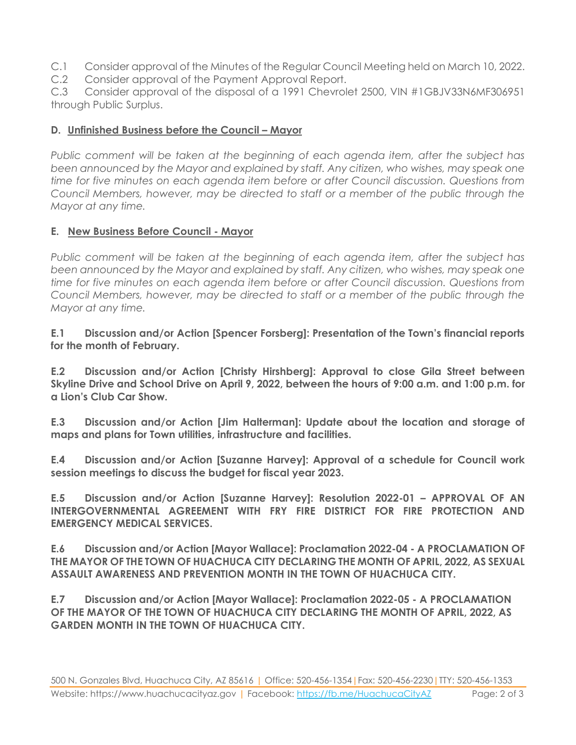C.1 Consider approval of the Minutes of the Regular Council Meeting held on March 10, 2022.

C.2 Consider approval of the Payment Approval Report.

C.3 Consider approval of the disposal of a 1991 Chevrolet 2500, VIN #1GBJV33N6MF306951 through Public Surplus.

## D. Unfinished Business before the Council – Mayor

*Public comment will be taken at the beginning of each agenda item, after the subject has been announced by the Mayor and explained by staff. Any citizen, who wishes, may speak one time for five minutes on each agenda item before or after Council discussion. Questions from Council Members, however, may be directed to staff or a member of the public through the Mayor at any time.*

## E. New Business Before Council - Mayor

*Public comment will be taken at the beginning of each agenda item, after the subject has been announced by the Mayor and explained by staff. Any citizen, who wishes, may speak one time for five minutes on each agenda item before or after Council discussion. Questions from Council Members, however, may be directed to staff or a member of the public through the Mayor at any time.*

**E.1 Discussion and/or Action [Spencer Forsberg]: Presentation of the Town's financial reports for the month of February.**

**E.2 Discussion and/or Action [Christy Hirshberg]: Approval to close Gila Street between Skyline Drive and School Drive on April 9, 2022, between the hours of 9:00 a.m. and 1:00 p.m. for a Lion's Club Car Show.**

**E.3 Discussion and/or Action [Jim Halterman]: Update about the location and storage of maps and plans for Town utilities, infrastructure and facilities.**

**E.4 Discussion and/or Action [Suzanne Harvey]: Approval of a schedule for Council work session meetings to discuss the budget for fiscal year 2023.**

**E.5 Discussion and/or Action [Suzanne Harvey]: Resolution 2022-01 – APPROVAL OF AN INTERGOVERNMENTAL AGREEMENT WITH FRY FIRE DISTRICT FOR FIRE PROTECTION AND EMERGENCY MEDICAL SERVICES.**

**E.6 Discussion and/or Action [Mayor Wallace]: Proclamation 2022-04 - A PROCLAMATION OF THE MAYOR OF THE TOWN OF HUACHUCA CITY DECLARING THE MONTH OF APRIL, 2022, AS SEXUAL ASSAULT AWARENESS AND PREVENTION MONTH IN THE TOWN OF HUACHUCA CITY.**

**E.7 Discussion and/or Action [Mayor Wallace]: Proclamation 2022-05 - A PROCLAMATION OF THE MAYOR OF THE TOWN OF HUACHUCA CITY DECLARING THE MONTH OF APRIL, 2022, AS GARDEN MONTH IN THE TOWN OF HUACHUCA CITY.**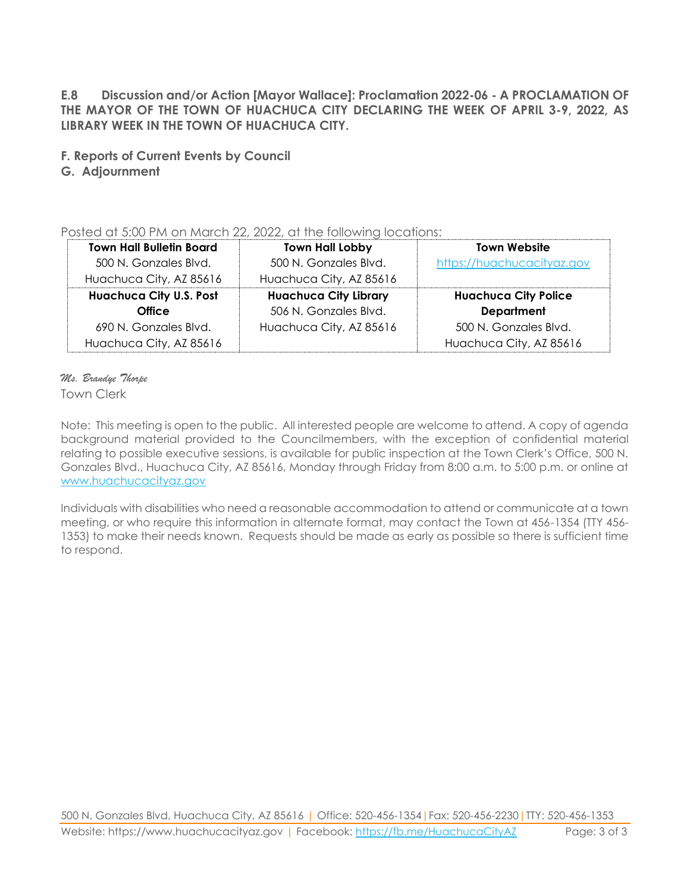**E.8 Discussion and/or Action [Mayor Wallace]: Proclamation 2022-06 - A PROCLAMATION OF THE MAYOR OF THE TOWN OF HUACHUCA CITY DECLARING THE WEEK OF APRIL 3-9, 2022, AS LIBRARY WEEK IN THE TOWN OF HUACHUCA CITY.**

**F. Reports of Current Events by Council**

**G. Adjournment**

Posted at 5:00 PM on March 22, 2022, at the following locations:

| | | |
|---|---|---|
| **Town Hall Bulletin Board**<br>500 N. Gonzales Blvd.<br>Huachuca City, AZ 85616 | **Town Hall Lobby**<br>500 N. Gonzales Blvd.<br>Huachuca City, AZ 85616 | **Town Website**<br>https://huachucacityaz.gov |
| **Huachuca City U.S. Post Office**<br>690 N. Gonzales Blvd.<br>Huachuca City, AZ 85616 | **Huachuca City Library**<br>506 N. Gonzales Blvd.<br>Huachuca City, AZ 85616 | **Huachuca City Police Department**<br>500 N. Gonzales Blvd.<br>Huachuca City, AZ 85616 |

*Ms. Brandye Thorpe*
Town Clerk

Note: This meeting is open to the public. All interested people are welcome to attend. A copy of agenda background material provided to the Councilmembers, with the exception of confidential material relating to possible executive sessions, is available for public inspection at the Town Clerk's Office, 500 N. Gonzales Blvd., Huachuca City, AZ 85616, Monday through Friday from 8:00 a.m. to 5:00 p.m. or online at www.huachucacityaz.gov

Individuals with disabilities who need a reasonable accommodation to attend or communicate at a town meeting, or who require this information in alternate format, may contact the Town at 456-1354 (TTY 456-1353) to make their needs known. Requests should be made as early as possible so there is sufficient time to respond.